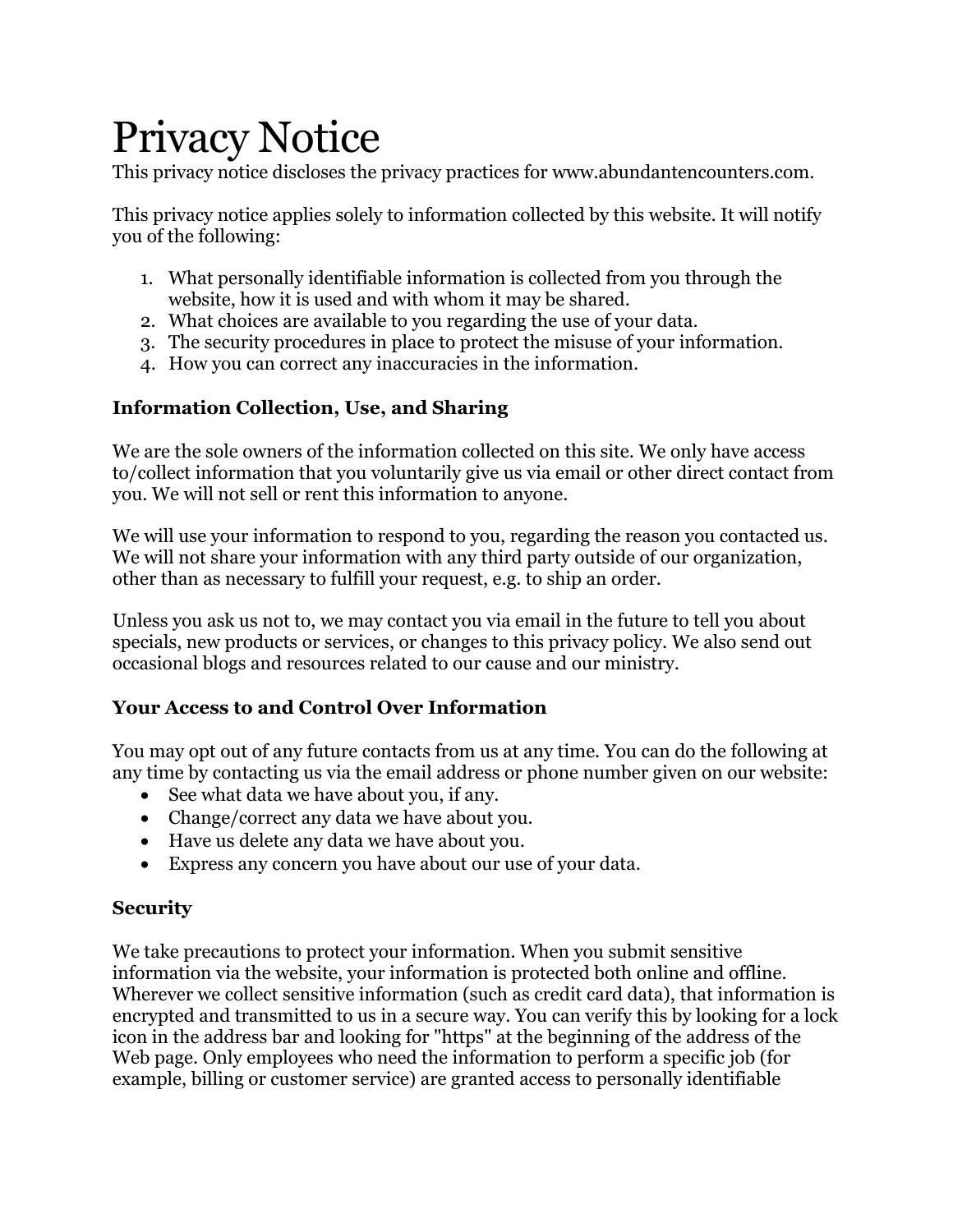# Privacy Notice

This privacy notice discloses the privacy practices for www.abundantencounters.com.

This privacy notice applies solely to information collected by this website. It will notify you of the following:

1. What personally identifiable information is collected from you through the website, how it is used and with whom it may be shared.
2. What choices are available to you regarding the use of your data.
3. The security procedures in place to protect the misuse of your information.
4. How you can correct any inaccuracies in the information.

### Information Collection, Use, and Sharing

We are the sole owners of the information collected on this site. We only have access to/collect information that you voluntarily give us via email or other direct contact from you. We will not sell or rent this information to anyone.

We will use your information to respond to you, regarding the reason you contacted us. We will not share your information with any third party outside of our organization, other than as necessary to fulfill your request, e.g. to ship an order.

Unless you ask us not to, we may contact you via email in the future to tell you about specials, new products or services, or changes to this privacy policy. We also send out occasional blogs and resources related to our cause and our ministry.

### Your Access to and Control Over Information

You may opt out of any future contacts from us at any time. You can do the following at any time by contacting us via the email address or phone number given on our website:

- See what data we have about you, if any.
- Change/correct any data we have about you.
- Have us delete any data we have about you.
- Express any concern you have about our use of your data.

### Security

We take precautions to protect your information. When you submit sensitive information via the website, your information is protected both online and offline. Wherever we collect sensitive information (such as credit card data), that information is encrypted and transmitted to us in a secure way. You can verify this by looking for a lock icon in the address bar and looking for "https" at the beginning of the address of the Web page. Only employees who need the information to perform a specific job (for example, billing or customer service) are granted access to personally identifiable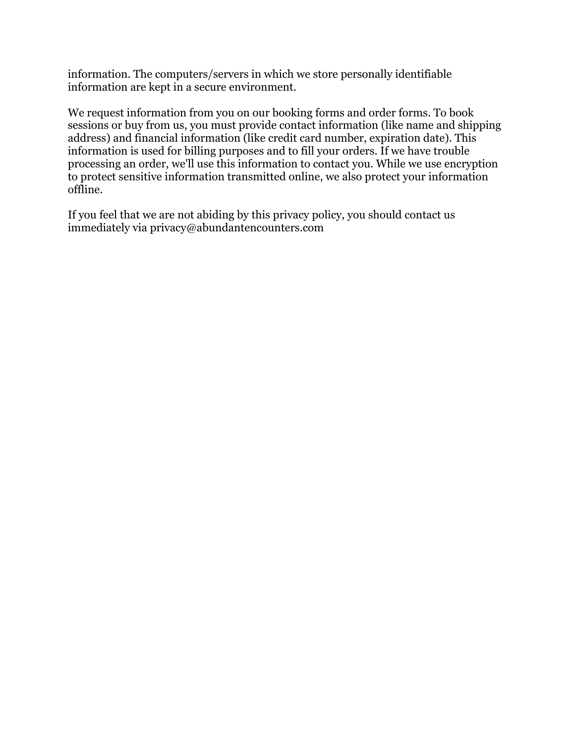information. The computers/servers in which we store personally identifiable information are kept in a secure environment.

We request information from you on our booking forms and order forms. To book sessions or buy from us, you must provide contact information (like name and shipping address) and financial information (like credit card number, expiration date). This information is used for billing purposes and to fill your orders. If we have trouble processing an order, we'll use this information to contact you. While we use encryption to protect sensitive information transmitted online, we also protect your information offline.

If you feel that we are not abiding by this privacy policy, you should contact us immediately via privacy@abundantencounters.com